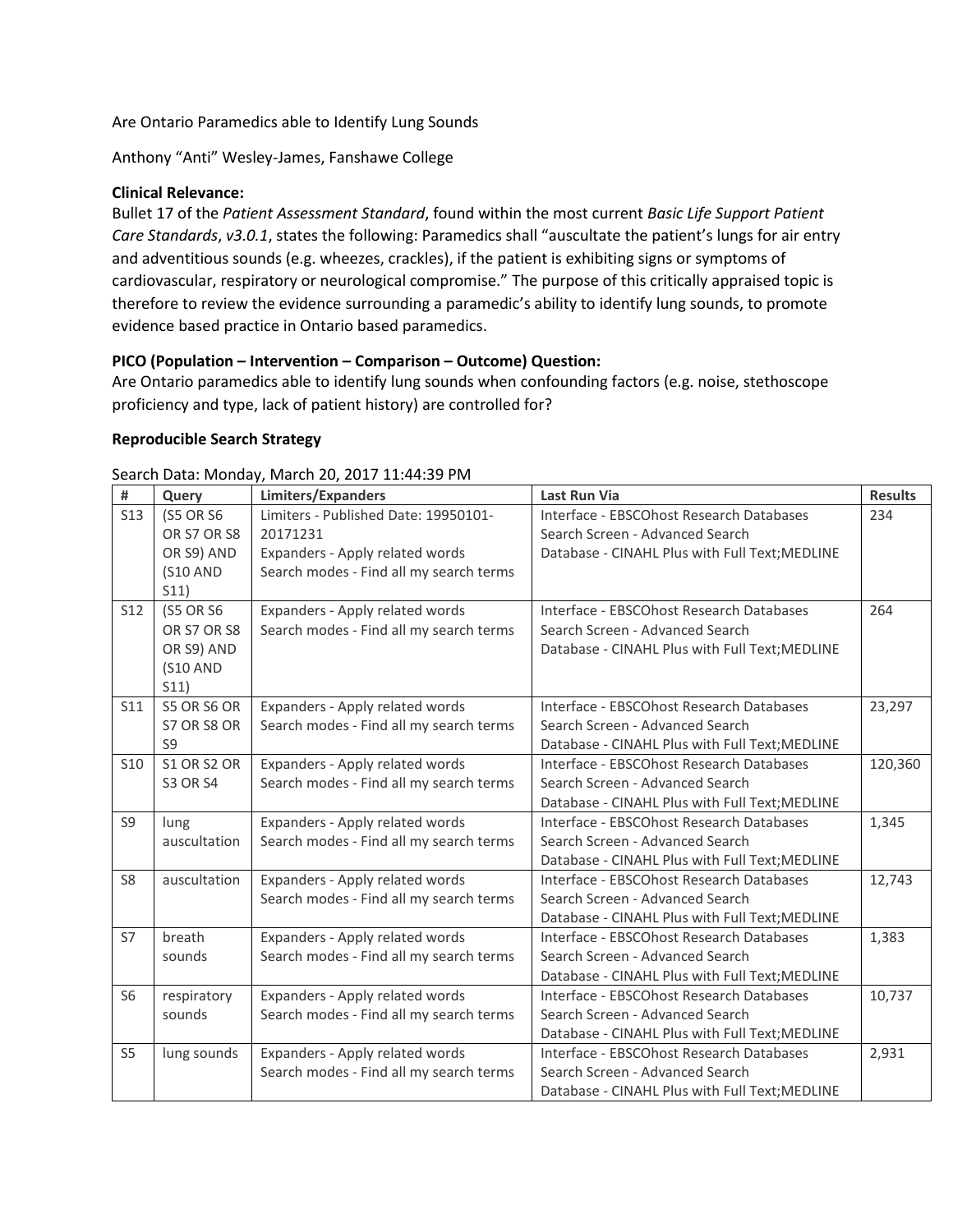Are Ontario Paramedics able to Identify Lung Sounds

Anthony "Anti" Wesley-James, Fanshawe College

**Clinical Relevance:**

Bullet 17 of the *Patient Assessment Standard*, found within the most current *Basic Life Support Patient Care Standards*, *v3.0.1*, states the following: Paramedics shall "auscultate the patient's lungs for air entry and adventitious sounds (e.g. wheezes, crackles), if the patient is exhibiting signs or symptoms of cardiovascular, respiratory or neurological compromise." The purpose of this critically appraised topic is therefore to review the evidence surrounding a paramedic's ability to identify lung sounds, to promote evidence based practice in Ontario based paramedics.

**PICO (Population – Intervention – Comparison – Outcome) Question:**

Are Ontario paramedics able to identify lung sounds when confounding factors (e.g. noise, stethoscope proficiency and type, lack of patient history) are controlled for?

**Reproducible Search Strategy**

Search Data: Monday, March 20, 2017 11:44:39 PM

| # | Query | Limiters/Expanders | Last Run Via | Results |
|---|---|---|---|---|
| S13 | (S5 OR S6 OR S7 OR S8 OR S9) AND (S10 AND S11) | Limiters - Published Date: 19950101-20171231<br>Expanders - Apply related words<br>Search modes - Find all my search terms | Interface - EBSCOhost Research Databases<br>Search Screen - Advanced Search<br>Database - CINAHL Plus with Full Text;MEDLINE | 234 |
| S12 | (S5 OR S6 OR S7 OR S8 OR S9) AND (S10 AND S11) | Expanders - Apply related words<br>Search modes - Find all my search terms | Interface - EBSCOhost Research Databases<br>Search Screen - Advanced Search<br>Database - CINAHL Plus with Full Text;MEDLINE | 264 |
| S11 | S5 OR S6 OR S7 OR S8 OR S9 | Expanders - Apply related words<br>Search modes - Find all my search terms | Interface - EBSCOhost Research Databases<br>Search Screen - Advanced Search<br>Database - CINAHL Plus with Full Text;MEDLINE | 23,297 |
| S10 | S1 OR S2 OR S3 OR S4 | Expanders - Apply related words<br>Search modes - Find all my search terms | Interface - EBSCOhost Research Databases<br>Search Screen - Advanced Search<br>Database - CINAHL Plus with Full Text;MEDLINE | 120,360 |
| S9 | lung auscultation | Expanders - Apply related words<br>Search modes - Find all my search terms | Interface - EBSCOhost Research Databases<br>Search Screen - Advanced Search<br>Database - CINAHL Plus with Full Text;MEDLINE | 1,345 |
| S8 | auscultation | Expanders - Apply related words<br>Search modes - Find all my search terms | Interface - EBSCOhost Research Databases<br>Search Screen - Advanced Search<br>Database - CINAHL Plus with Full Text;MEDLINE | 12,743 |
| S7 | breath sounds | Expanders - Apply related words<br>Search modes - Find all my search terms | Interface - EBSCOhost Research Databases<br>Search Screen - Advanced Search<br>Database - CINAHL Plus with Full Text;MEDLINE | 1,383 |
| S6 | respiratory sounds | Expanders - Apply related words<br>Search modes - Find all my search terms | Interface - EBSCOhost Research Databases<br>Search Screen - Advanced Search<br>Database - CINAHL Plus with Full Text;MEDLINE | 10,737 |
| S5 | lung sounds | Expanders - Apply related words<br>Search modes - Find all my search terms | Interface - EBSCOhost Research Databases<br>Search Screen - Advanced Search<br>Database - CINAHL Plus with Full Text;MEDLINE | 2,931 |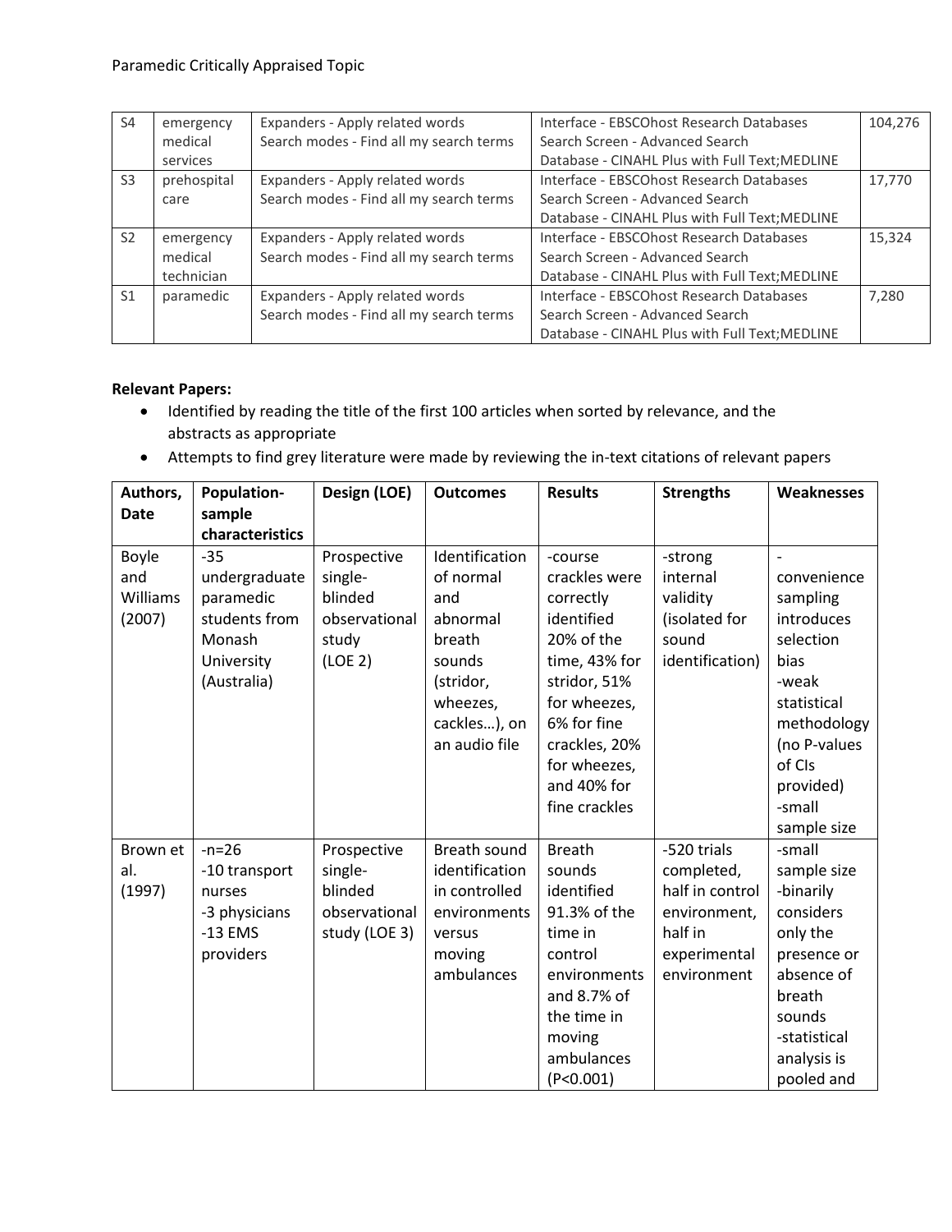| S4 | emergency medical services | Expanders - Apply related words Search modes - Find all my search terms | Interface - EBSCOhost Research Databases Search Screen - Advanced Search Database - CINAHL Plus with Full Text;MEDLINE | 104,276 |
|---|---|---|---|---|
| S3 | prehospital care | Expanders - Apply related words Search modes - Find all my search terms | Interface - EBSCOhost Research Databases Search Screen - Advanced Search Database - CINAHL Plus with Full Text;MEDLINE | 17,770 |
| S2 | emergency medical technician | Expanders - Apply related words Search modes - Find all my search terms | Interface - EBSCOhost Research Databases Search Screen - Advanced Search Database - CINAHL Plus with Full Text;MEDLINE | 15,324 |
| S1 | paramedic | Expanders - Apply related words Search modes - Find all my search terms | Interface - EBSCOhost Research Databases Search Screen - Advanced Search Database - CINAHL Plus with Full Text;MEDLINE | 7,280 |

**Relevant Papers:**

- Identified by reading the title of the first 100 articles when sorted by relevance, and the abstracts as appropriate
- Attempts to find grey literature were made by reviewing the in-text citations of relevant papers

| Authors, Date | Population-sample characteristics | Design (LOE) | Outcomes | Results | Strengths | Weaknesses |
|---|---|---|---|---|---|---|
| Boyle and Williams (2007) | -35 undergraduate paramedic students from Monash University (Australia) | Prospective single-blinded observational study (LOE 2) | Identification of normal and abnormal breath sounds (stridor, wheezes, cackles…), on an audio file | -course crackles were correctly identified 20% of the time, 43% for stridor, 51% for wheezes, 6% for fine crackles, 20% for wheezes, and 40% for fine crackles | -strong internal validity (isolated for sound identification) | -convenience sampling introduces selection bias -weak statistical methodology (no P-values of CIs provided) -small sample size |
| Brown et al. (1997) | -n=26 -10 transport nurses -3 physicians -13 EMS providers | Prospective single-blinded observational study (LOE 3) | Breath sound identification in controlled environments versus moving ambulances | Breath sounds identified 91.3% of the time in control environments and 8.7% of the time in moving ambulances ($P<0.001$) | -520 trials completed, half in control environment, half in experimental environment | -small sample size -binarily considers only the presence or absence of breath sounds -statistical analysis is pooled and |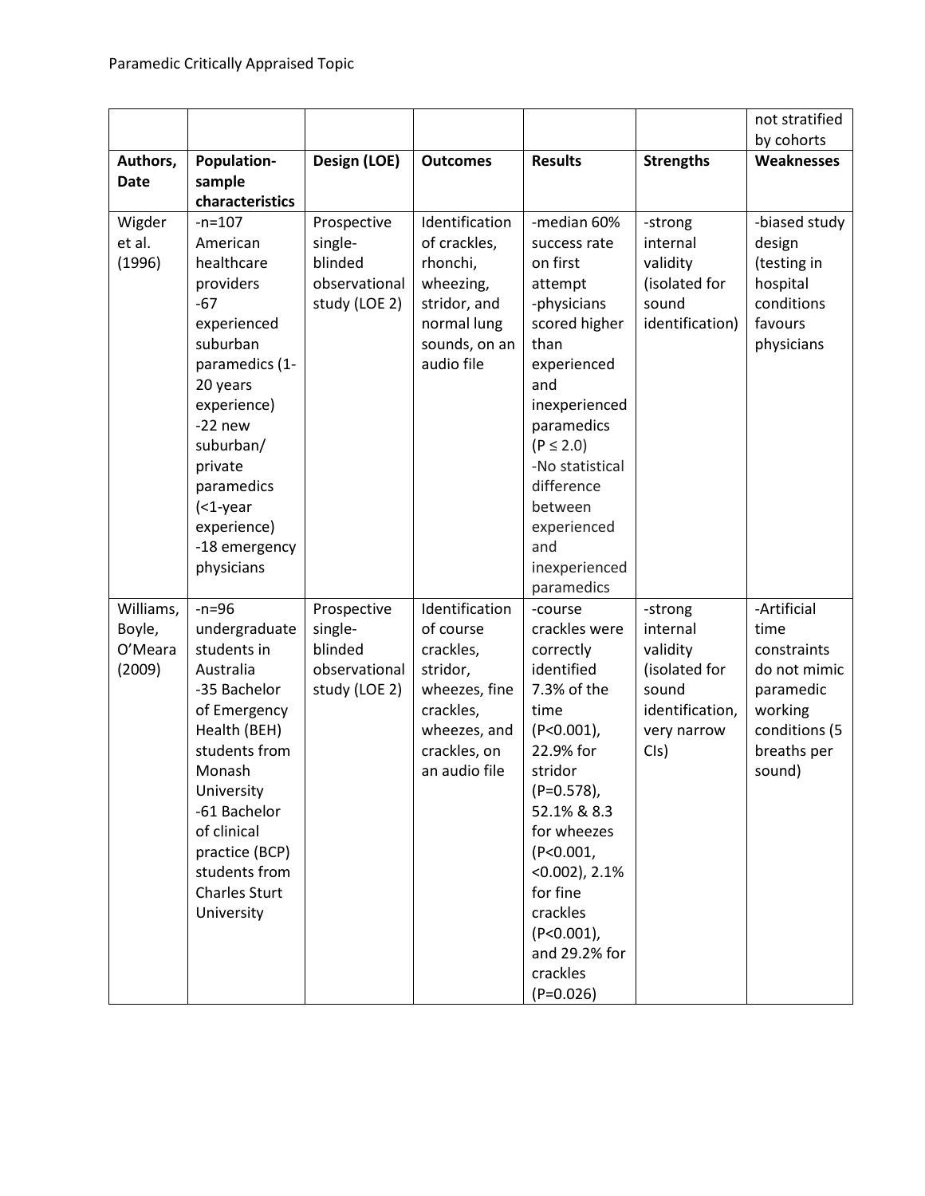| | | | | | | not stratified by cohorts |
|---|---|---|---|---|---|---|
| **Authors, Date** | **Population-sample characteristics** | **Design (LOE)** | **Outcomes** | **Results** | **Strengths** | **Weaknesses** |
| Wigder et al. (1996) | -n=107 American healthcare providers -67 experienced suburban paramedics (1-20 years experience) -22 new suburban/ private paramedics (<1-year experience) -18 emergency physicians | Prospective single-blinded observational study (LOE 2) | Identification of crackles, rhonchi, wheezing, stridor, and normal lung sounds, on an audio file | -median 60% success rate on first attempt -physicians scored higher than experienced and inexperienced paramedics ($P \leq 2.0$) -No statistical difference between experienced and inexperienced paramedics | -strong internal validity (isolated for sound identification) | -biased study design (testing in hospital conditions favours physicians |
| Williams, Boyle, O'Meara (2009) | -n=96 undergraduate students in Australia -35 Bachelor of Emergency Health (BEH) students from Monash University -61 Bachelor of clinical practice (BCP) students from Charles Sturt University | Prospective single-blinded observational study (LOE 2) | Identification of course crackles, stridor, wheezes, fine crackles, wheezes, and crackles, on an audio file | -course crackles were correctly identified 7.3% of the time ($P<0.001$), 22.9% for stridor ($P=0.578$), 52.1% & 8.3 for wheezes ($P<0.001$, $<0.002$), 2.1% for fine crackles ($P<0.001$), and 29.2% for crackles ($P=0.026$) | -strong internal validity (isolated for sound identification, very narrow CIs) | -Artificial time constraints do not mimic paramedic working conditions (5 breaths per sound) |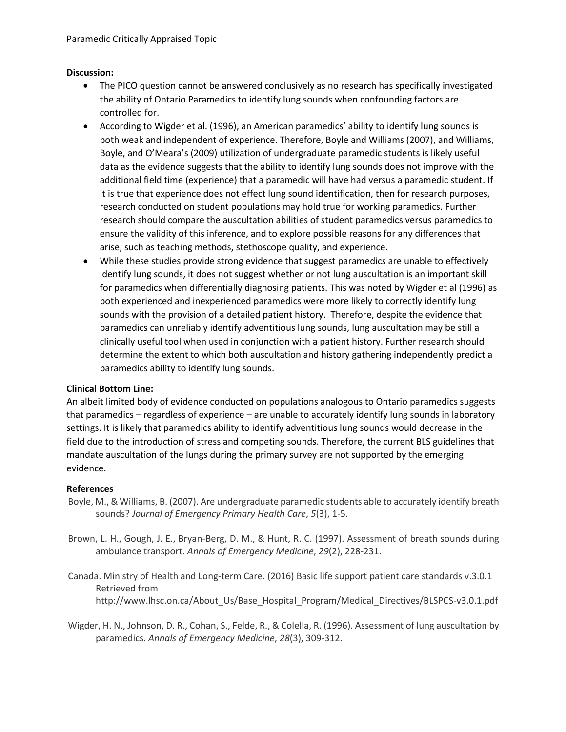**Discussion:**

- The PICO question cannot be answered conclusively as no research has specifically investigated the ability of Ontario Paramedics to identify lung sounds when confounding factors are controlled for.
- According to Wigder et al. (1996), an American paramedics' ability to identify lung sounds is both weak and independent of experience. Therefore, Boyle and Williams (2007), and Williams, Boyle, and O'Meara's (2009) utilization of undergraduate paramedic students is likely useful data as the evidence suggests that the ability to identify lung sounds does not improve with the additional field time (experience) that a paramedic will have had versus a paramedic student. If it is true that experience does not effect lung sound identification, then for research purposes, research conducted on student populations may hold true for working paramedics. Further research should compare the auscultation abilities of student paramedics versus paramedics to ensure the validity of this inference, and to explore possible reasons for any differences that arise, such as teaching methods, stethoscope quality, and experience.
- While these studies provide strong evidence that suggest paramedics are unable to effectively identify lung sounds, it does not suggest whether or not lung auscultation is an important skill for paramedics when differentially diagnosing patients. This was noted by Wigder et al (1996) as both experienced and inexperienced paramedics were more likely to correctly identify lung sounds with the provision of a detailed patient history. Therefore, despite the evidence that paramedics can unreliably identify adventitious lung sounds, lung auscultation may be still a clinically useful tool when used in conjunction with a patient history. Further research should determine the extent to which both auscultation and history gathering independently predict a paramedics ability to identify lung sounds.

**Clinical Bottom Line:**

An albeit limited body of evidence conducted on populations analogous to Ontario paramedics suggests that paramedics – regardless of experience – are unable to accurately identify lung sounds in laboratory settings. It is likely that paramedics ability to identify adventitious lung sounds would decrease in the field due to the introduction of stress and competing sounds. Therefore, the current BLS guidelines that mandate auscultation of the lungs during the primary survey are not supported by the emerging evidence.

**References**

Boyle, M., & Williams, B. (2007). Are undergraduate paramedic students able to accurately identify breath sounds? *Journal of Emergency Primary Health Care*, *5*(3), 1-5.

Brown, L. H., Gough, J. E., Bryan-Berg, D. M., & Hunt, R. C. (1997). Assessment of breath sounds during ambulance transport. *Annals of Emergency Medicine*, *29*(2), 228-231.

Canada. Ministry of Health and Long-term Care. (2016) Basic life support patient care standards v.3.0.1 Retrieved from http://www.lhsc.on.ca/About_Us/Base_Hospital_Program/Medical_Directives/BLSPCS-v3.0.1.pdf

Wigder, H. N., Johnson, D. R., Cohan, S., Felde, R., & Colella, R. (1996). Assessment of lung auscultation by paramedics. *Annals of Emergency Medicine*, *28*(3), 309-312.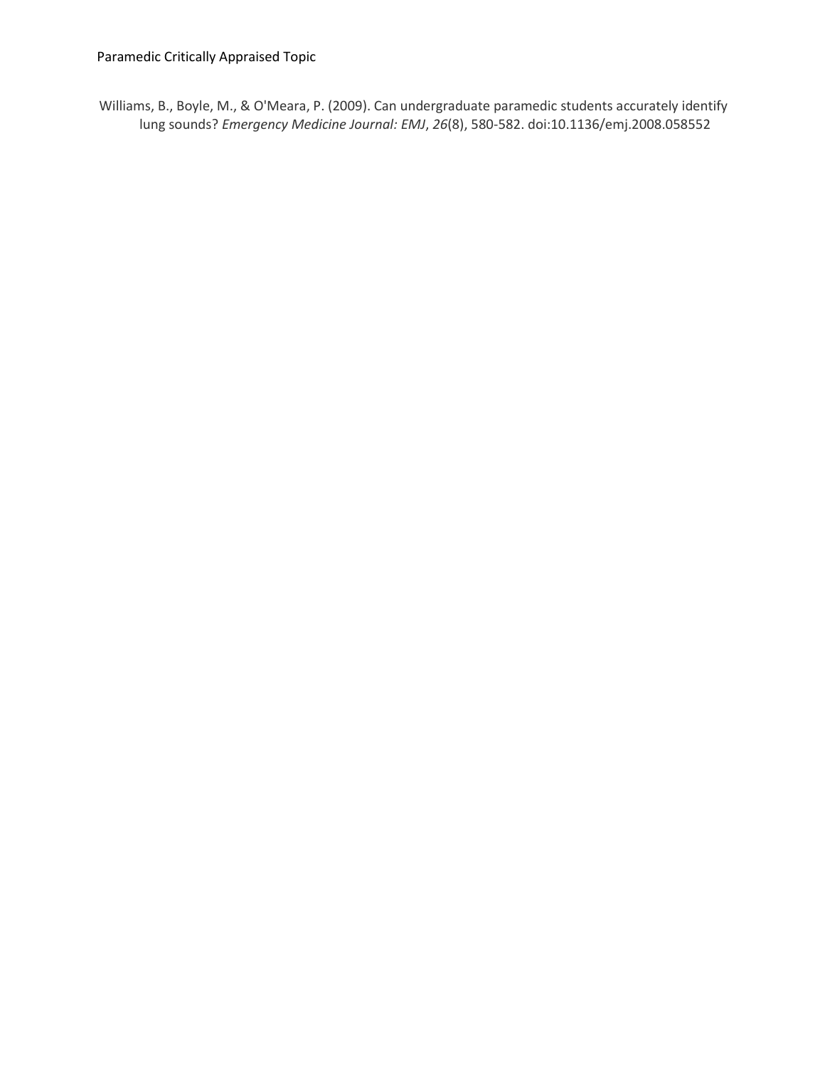Williams, B., Boyle, M., & O'Meara, P. (2009). Can undergraduate paramedic students accurately identify lung sounds? *Emergency Medicine Journal: EMJ*, *26*(8), 580-582. doi:10.1136/emj.2008.058552